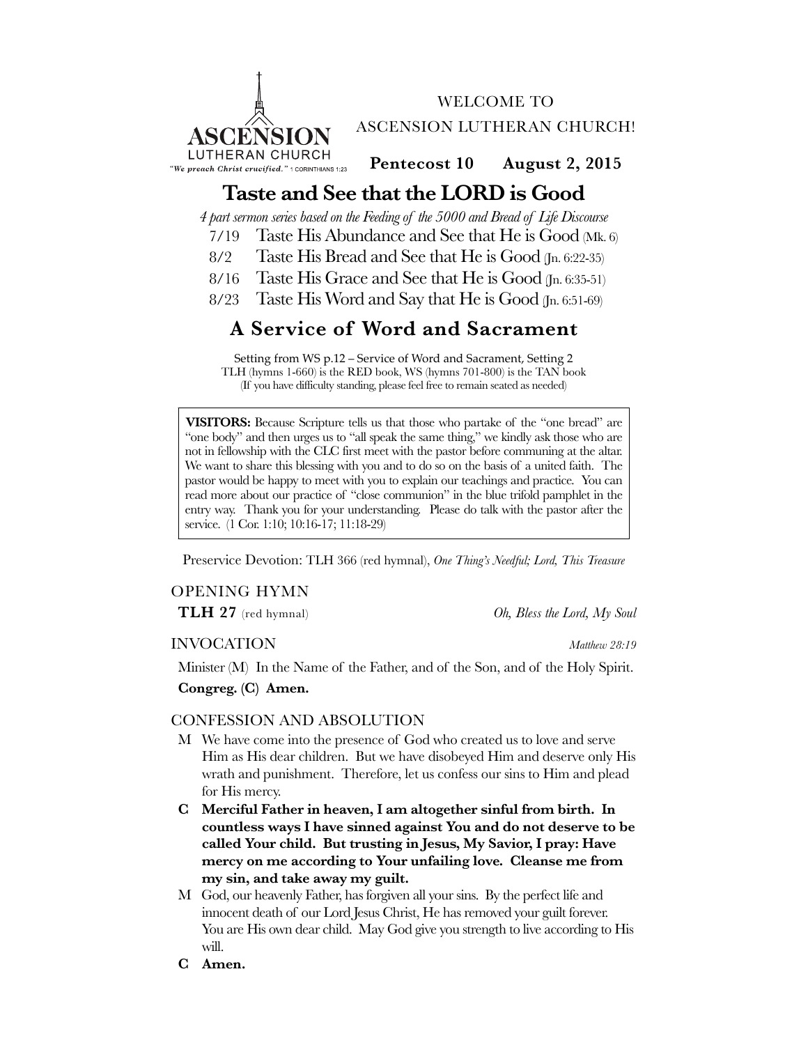ASCENSION LUTHERAN CHURCH

*"We preach Christ crucified."* 1 CORINTHIANS 1:23

WELCOME TO

ASCENSION LUTHERAN CHURCH!

**Pentecost 10 August 2, 2015**

# Taste and See that the LORD is Good

*4 part sermon series based on the Feeding of the 5000 and Bread of Life Discourse*

7/19 Taste His Abundance and See that He is Good (Mk. 6)

8/2 Taste His Bread and See that He is Good (Jn. 6:22-35)

8/16 Taste His Grace and See that He is Good (Jn. 6:35-51)

8/23 Taste His Word and Say that He is Good (Jn. 6:51-69)

# A Service of Word and Sacrament

Setting from WS p.12 – Service of Word and Sacrament, Setting 2

TLH (hymns 1-660) is the RED book, WS (hymns 701-800) is the TAN book

(If you have difficulty standing, please feel free to remain seated as needed)

**VISITORS:** Because Scripture tells us that those who partake of the "one bread" are "one body" and then urges us to "all speak the same thing," we kindly ask those who are not in fellowship with the CLC first meet with the pastor before communing at the altar. We want to share this blessing with you and to do so on the basis of a united faith. The pastor would be happy to meet with you to explain our teachings and practice. You can read more about our practice of "close communion" in the blue trifold pamphlet in the entry way. Thank you for your understanding. Please do talk with the pastor after the service. (1 Cor. 1:10; 10:16-17; 11:18-29)

Preservice Devotion: TLH 366 (red hymnal), *One Thing's Needful; Lord, This Treasure*

## OPENING HYMN

**TLH 27** (red hymnal) *Oh, Bless the Lord, My Soul*

## INVOCATION

*Matthew 28:19*

Minister (M) In the Name of the Father, and of the Son, and of the Holy Spirit.

**Congreg. (C) Amen.**

## CONFESSION AND ABSOLUTION

M We have come into the presence of God who created us to love and serve Him as His dear children. But we have disobeyed Him and deserve only His wrath and punishment. Therefore, let us confess our sins to Him and plead for His mercy.

**C Merciful Father in heaven, I am altogether sinful from birth. In countless ways I have sinned against You and do not deserve to be called Your child. But trusting in Jesus, My Savior, I pray: Have mercy on me according to Your unfailing love. Cleanse me from my sin, and take away my guilt.**

M God, our heavenly Father, has forgiven all your sins. By the perfect life and innocent death of our Lord Jesus Christ, He has removed your guilt forever. You are His own dear child. May God give you strength to live according to His will.

**C Amen.**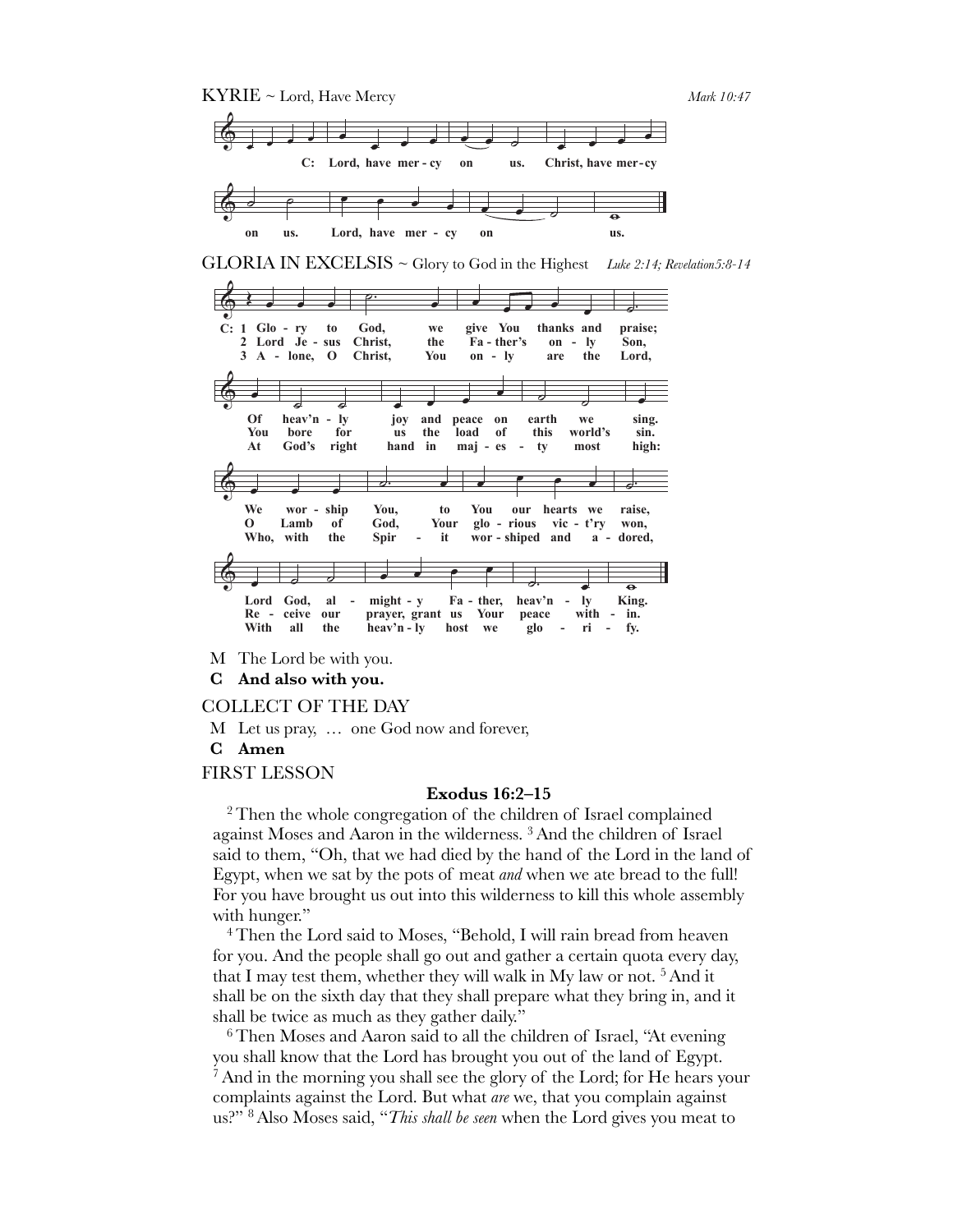KYRIE ~ Lord, Have Mercy *Mark 10:47*

C: Lord, have mer - cy on us. Christ, have mer-cy on us. Lord, have mer - cy on us.

GLORIA IN EXCELSIS ~ Glory to God in the Highest *Luke 2:14; Revelation5:8-14*

C: 1 Glo - ry to God, we give You thanks and praise; Of heav'n - ly joy and peace on earth we sing. We wor - ship You, to You our hearts we raise, Lord God, al - might - y Fa - ther, heav'n - ly King.

2 Lord Je - sus Christ, the Fa - ther's on - ly Son, You bore for us the load of this world's sin. O Lamb of God, Your glo - rious vic - t'ry won, Re - ceive our prayer, grant us Your peace with - in.

3 A - lone, O Christ, You on - ly are the Lord, At God's right hand in maj - es - ty most high: Who, with the Spir - it wor - shiped and a - dored, With all the heav'n - ly host we glo - ri - fy.

M The Lord be with you.

**C And also with you.**

COLLECT OF THE DAY

M Let us pray, … one God now and forever,

**C Amen**

FIRST LESSON

**Exodus 16:2–15**

[2] Then the whole congregation of the children of Israel complained against Moses and Aaron in the wilderness. [3] And the children of Israel said to them, "Oh, that we had died by the hand of the Lord in the land of Egypt, when we sat by the pots of meat *and* when we ate bread to the full! For you have brought us out into this wilderness to kill this whole assembly with hunger."

[4] Then the Lord said to Moses, "Behold, I will rain bread from heaven for you. And the people shall go out and gather a certain quota every day, that I may test them, whether they will walk in My law or not. [5] And it shall be on the sixth day that they shall prepare what they bring in, and it shall be twice as much as they gather daily."

[6] Then Moses and Aaron said to all the children of Israel, "At evening you shall know that the Lord has brought you out of the land of Egypt. [7] And in the morning you shall see the glory of the Lord; for He hears your complaints against the Lord. But what *are* we, that you complain against us?" [8] Also Moses said, "*This shall be seen* when the Lord gives you meat to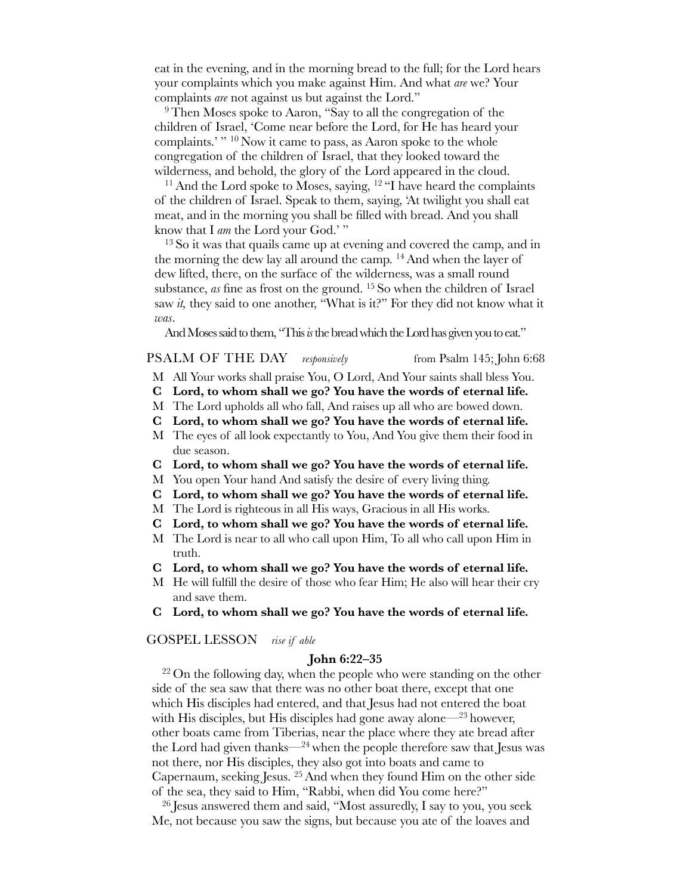eat in the evening, and in the morning bread to the full; for the Lord hears your complaints which you make against Him. And what *are* we? Your complaints *are* not against us but against the Lord."

[9] Then Moses spoke to Aaron, "Say to all the congregation of the children of Israel, 'Come near before the Lord, for He has heard your complaints.' " [10] Now it came to pass, as Aaron spoke to the whole congregation of the children of Israel, that they looked toward the wilderness, and behold, the glory of the Lord appeared in the cloud.

[11] And the Lord spoke to Moses, saying, [12] "I have heard the complaints of the children of Israel. Speak to them, saying, 'At twilight you shall eat meat, and in the morning you shall be filled with bread. And you shall know that I *am* the Lord your God.' "

[13] So it was that quails came up at evening and covered the camp, and in the morning the dew lay all around the camp. [14] And when the layer of dew lifted, there, on the surface of the wilderness, was a small round substance, *as* fine as frost on the ground. [15] So when the children of Israel saw *it,* they said to one another, "What is it?" For they did not know what it *was*.

And Moses said to them, "This *is* the bread which the Lord has given you to eat."

## PSALM OF THE DAY *responsively* from Psalm 145; John 6:68

M All Your works shall praise You, O Lord, And Your saints shall bless You.

**C Lord, to whom shall we go? You have the words of eternal life.**

M The Lord upholds all who fall, And raises up all who are bowed down.

**C Lord, to whom shall we go? You have the words of eternal life.**

M The eyes of all look expectantly to You, And You give them their food in due season.

**C Lord, to whom shall we go? You have the words of eternal life.**

M You open Your hand And satisfy the desire of every living thing.

**C Lord, to whom shall we go? You have the words of eternal life.**

M The Lord is righteous in all His ways, Gracious in all His works.

**C Lord, to whom shall we go? You have the words of eternal life.**

M The Lord is near to all who call upon Him, To all who call upon Him in truth.

**C Lord, to whom shall we go? You have the words of eternal life.**

M He will fulfill the desire of those who fear Him; He also will hear their cry and save them.

**C Lord, to whom shall we go? You have the words of eternal life.**

## GOSPEL LESSON *rise if able*

**John 6:22–35**

[22] On the following day, when the people who were standing on the other side of the sea saw that there was no other boat there, except that one which His disciples had entered, and that Jesus had not entered the boat with His disciples, but His disciples had gone away alone—[23] however, other boats came from Tiberias, near the place where they ate bread after the Lord had given thanks—[24] when the people therefore saw that Jesus was not there, nor His disciples, they also got into boats and came to Capernaum, seeking Jesus. [25] And when they found Him on the other side of the sea, they said to Him, "Rabbi, when did You come here?"

[26] Jesus answered them and said, "Most assuredly, I say to you, you seek Me, not because you saw the signs, but because you ate of the loaves and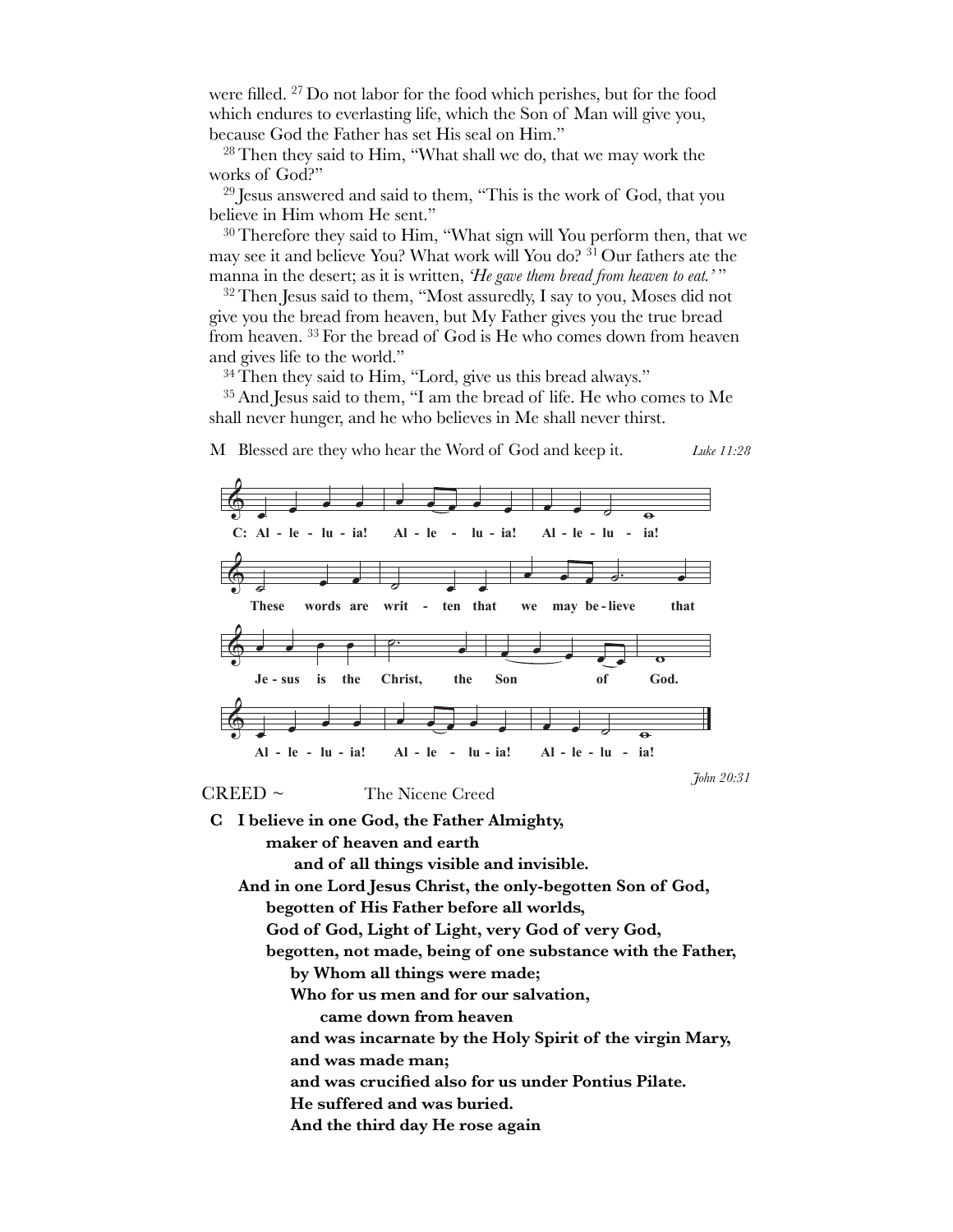were filled. [27] Do not labor for the food which perishes, but for the food which endures to everlasting life, which the Son of Man will give you, because God the Father has set His seal on Him."

[28] Then they said to Him, "What shall we do, that we may work the works of God?"

[29] Jesus answered and said to them, "This is the work of God, that you believe in Him whom He sent."

[30] Therefore they said to Him, "What sign will You perform then, that we may see it and believe You? What work will You do? [31] Our fathers ate the manna in the desert; as it is written, *'He gave them bread from heaven to eat.'* "

[32] Then Jesus said to them, "Most assuredly, I say to you, Moses did not give you the bread from heaven, but My Father gives you the true bread from heaven. [33] For the bread of God is He who comes down from heaven and gives life to the world."

[34] Then they said to Him, "Lord, give us this bread always."

[35] And Jesus said to them, "I am the bread of life. He who comes to Me shall never hunger, and he who believes in Me shall never thirst.

M Blessed are they who hear the Word of God and keep it. *Luke 11:28*

**C: Alleluia! Alleluia! Alleluia!**
**These words are written that we may believe that Jesus is the Christ, the Son of God.**
**Alleluia! Alleluia! Alleluia!**

*John 20:31*

CREED ~ The Nicene Creed

**C I believe in one God, the Father Almighty,**
**maker of heaven and earth**
**and of all things visible and invisible.**
**And in one Lord Jesus Christ, the only-begotten Son of God,**
**begotten of His Father before all worlds,**
**God of God, Light of Light, very God of very God,**
**begotten, not made, being of one substance with the Father,**
**by Whom all things were made;**
**Who for us men and for our salvation,**
**came down from heaven**
**and was incarnate by the Holy Spirit of the virgin Mary,**
**and was made man;**
**and was crucified also for us under Pontius Pilate.**
**He suffered and was buried.**
**And the third day He rose again**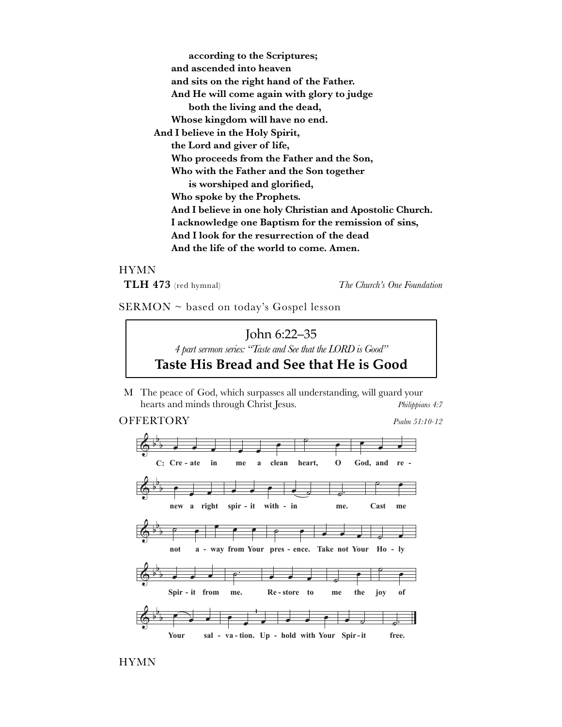**according to the Scriptures;**
**and ascended into heaven**
**and sits on the right hand of the Father.**
**And He will come again with glory to judge**
**both the living and the dead,**
**Whose kingdom will have no end.**
**And I believe in the Holy Spirit,**
**the Lord and giver of life,**
**Who proceeds from the Father and the Son,**
**Who with the Father and the Son together**
**is worshiped and glorified,**
**Who spoke by the Prophets.**
**And I believe in one holy Christian and Apostolic Church.**
**I acknowledge one Baptism for the remission of sins,**
**And I look for the resurrection of the dead**
**And the life of the world to come. Amen.**

HYMN

**TLH 473** (red hymnal) *The Church's One Foundation*

SERMON ~ based on today's Gospel lesson

John 6:22–35

*4 part sermon series: "Taste and See that the LORD is Good"*

**Taste His Bread and See that He is Good**

M The peace of God, which surpasses all understanding, will guard your hearts and minds through Christ Jesus. *Philippians 4:7*

OFFERTORY *Psalm 51:10-12*

**C: Cre - ate in me a clean heart, O God, and re - new a right spir - it with - in me. Cast me not a - way from Your pres - ence. Take not Your Ho - ly Spir - it from me. Re - store to me the joy of Your sal - va - tion. Up - hold with Your Spir - it free.**

HYMN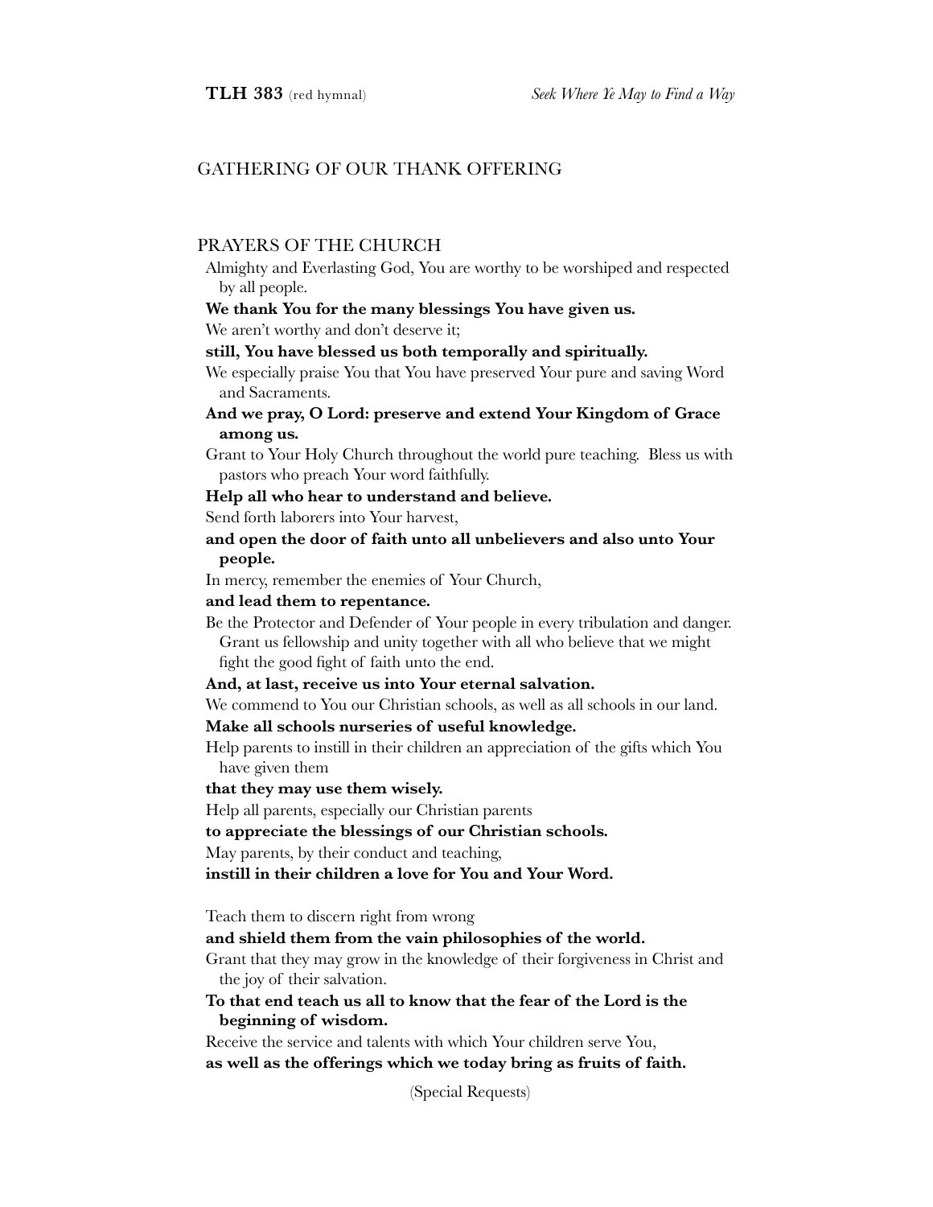**TLH 383** (red hymnal) *Seek Where Ye May to Find a Way*

## GATHERING OF OUR THANK OFFERING

## PRAYERS OF THE CHURCH

Almighty and Everlasting God, You are worthy to be worshiped and respected by all people.

**We thank You for the many blessings You have given us.**

We aren't worthy and don't deserve it;

**still, You have blessed us both temporally and spiritually.**

We especially praise You that You have preserved Your pure and saving Word and Sacraments.

**And we pray, O Lord: preserve and extend Your Kingdom of Grace among us.**

Grant to Your Holy Church throughout the world pure teaching. Bless us with pastors who preach Your word faithfully.

**Help all who hear to understand and believe.**

Send forth laborers into Your harvest,

**and open the door of faith unto all unbelievers and also unto Your people.**

In mercy, remember the enemies of Your Church,

**and lead them to repentance.**

Be the Protector and Defender of Your people in every tribulation and danger. Grant us fellowship and unity together with all who believe that we might fight the good fight of faith unto the end.

**And, at last, receive us into Your eternal salvation.**

We commend to You our Christian schools, as well as all schools in our land.

**Make all schools nurseries of useful knowledge.**

Help parents to instill in their children an appreciation of the gifts which You have given them

**that they may use them wisely.**

Help all parents, especially our Christian parents

**to appreciate the blessings of our Christian schools.**

May parents, by their conduct and teaching,

**instill in their children a love for You and Your Word.**

Teach them to discern right from wrong

**and shield them from the vain philosophies of the world.**

Grant that they may grow in the knowledge of their forgiveness in Christ and the joy of their salvation.

**To that end teach us all to know that the fear of the Lord is the beginning of wisdom.**

Receive the service and talents with which Your children serve You,

**as well as the offerings which we today bring as fruits of faith.**

(Special Requests)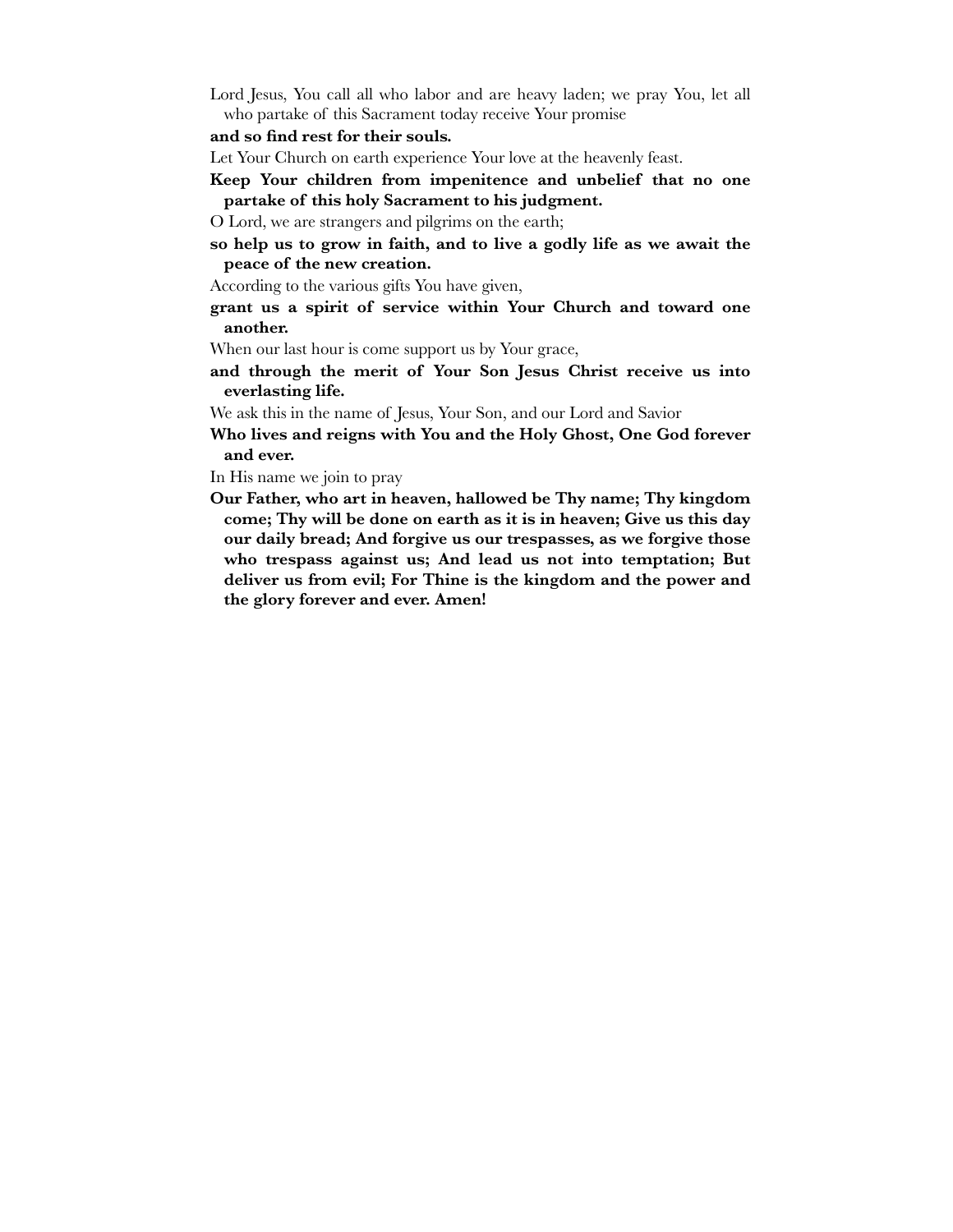Lord Jesus, You call all who labor and are heavy laden; we pray You, let all who partake of this Sacrament today receive Your promise

**and so find rest for their souls.**

Let Your Church on earth experience Your love at the heavenly feast.

**Keep Your children from impenitence and unbelief that no one partake of this holy Sacrament to his judgment.**

O Lord, we are strangers and pilgrims on the earth;

**so help us to grow in faith, and to live a godly life as we await the peace of the new creation.**

According to the various gifts You have given,

**grant us a spirit of service within Your Church and toward one another.**

When our last hour is come support us by Your grace,

**and through the merit of Your Son Jesus Christ receive us into everlasting life.**

We ask this in the name of Jesus, Your Son, and our Lord and Savior

**Who lives and reigns with You and the Holy Ghost, One God forever and ever.**

In His name we join to pray

**Our Father, who art in heaven, hallowed be Thy name; Thy kingdom come; Thy will be done on earth as it is in heaven; Give us this day our daily bread; And forgive us our trespasses, as we forgive those who trespass against us; And lead us not into temptation; But deliver us from evil; For Thine is the kingdom and the power and the glory forever and ever. Amen!**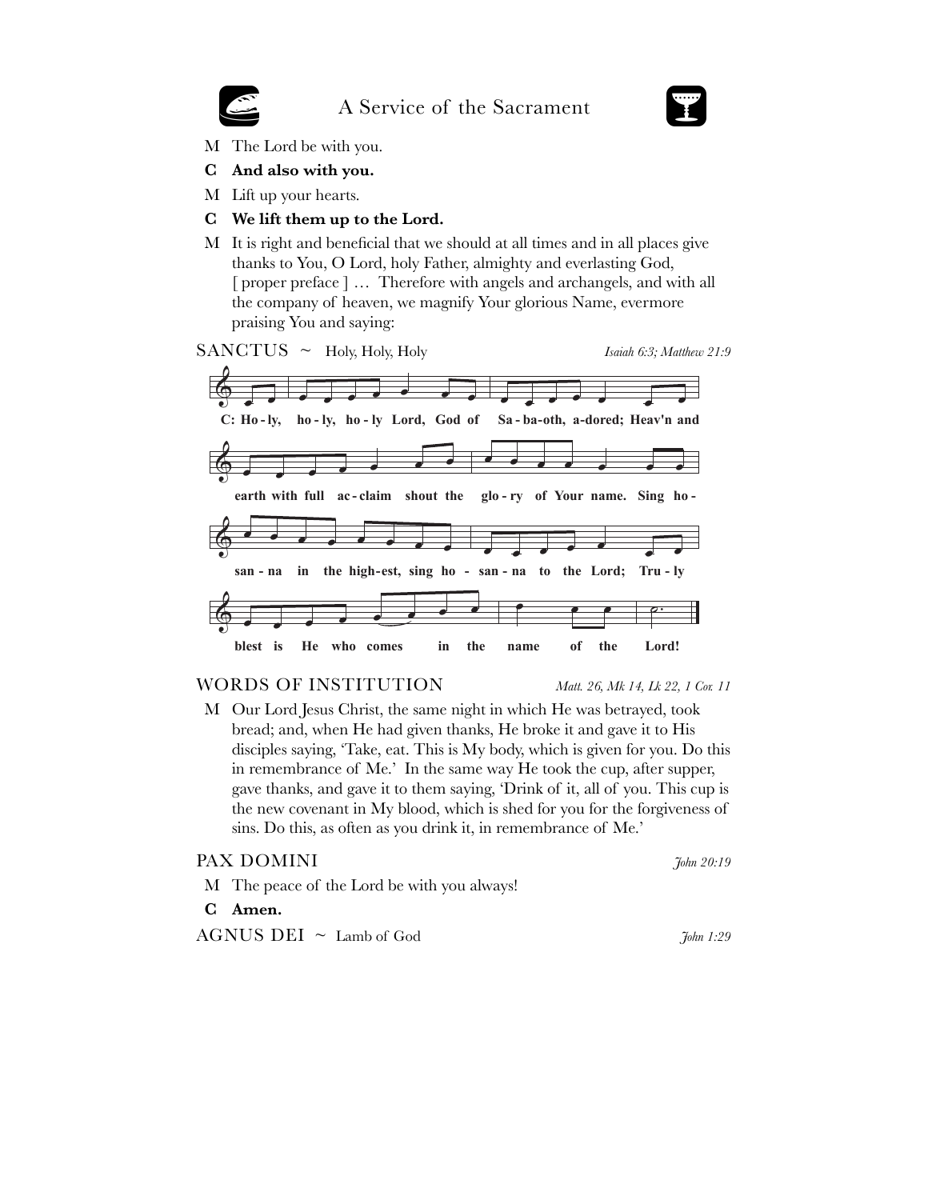# A Service of the Sacrament

M The Lord be with you.

**C And also with you.**

M Lift up your hearts.

**C We lift them up to the Lord.**

M It is right and beneficial that we should at all times and in all places give thanks to You, O Lord, holy Father, almighty and everlasting God, [ proper preface ] … Therefore with angels and archangels, and with all the company of heaven, we magnify Your glorious Name, evermore praising You and saying:

## SANCTUS ~ Holy, Holy, Holy

*Isaiah 6:3; Matthew 21:9*

**C: Holy, holy, holy Lord, God of Sabaoth, adored; Heav'n and earth with full acclaim shout the glory of Your name. Sing hosanna in the highest, sing hosanna to the Lord; Truly blest is He who comes in the name of the Lord!**

## WORDS OF INSTITUTION

*Matt. 26, Mk 14, Lk 22, 1 Cor. 11*

M Our Lord Jesus Christ, the same night in which He was betrayed, took bread; and, when He had given thanks, He broke it and gave it to His disciples saying, 'Take, eat. This is My body, which is given for you. Do this in remembrance of Me.' In the same way He took the cup, after supper, gave thanks, and gave it to them saying, 'Drink of it, all of you. This cup is the new covenant in My blood, which is shed for you for the forgiveness of sins. Do this, as often as you drink it, in remembrance of Me.'

## PAX DOMINI

*John 20:19*

M The peace of the Lord be with you always!

**C Amen.**

## AGNUS DEI ~ Lamb of God

*John 1:29*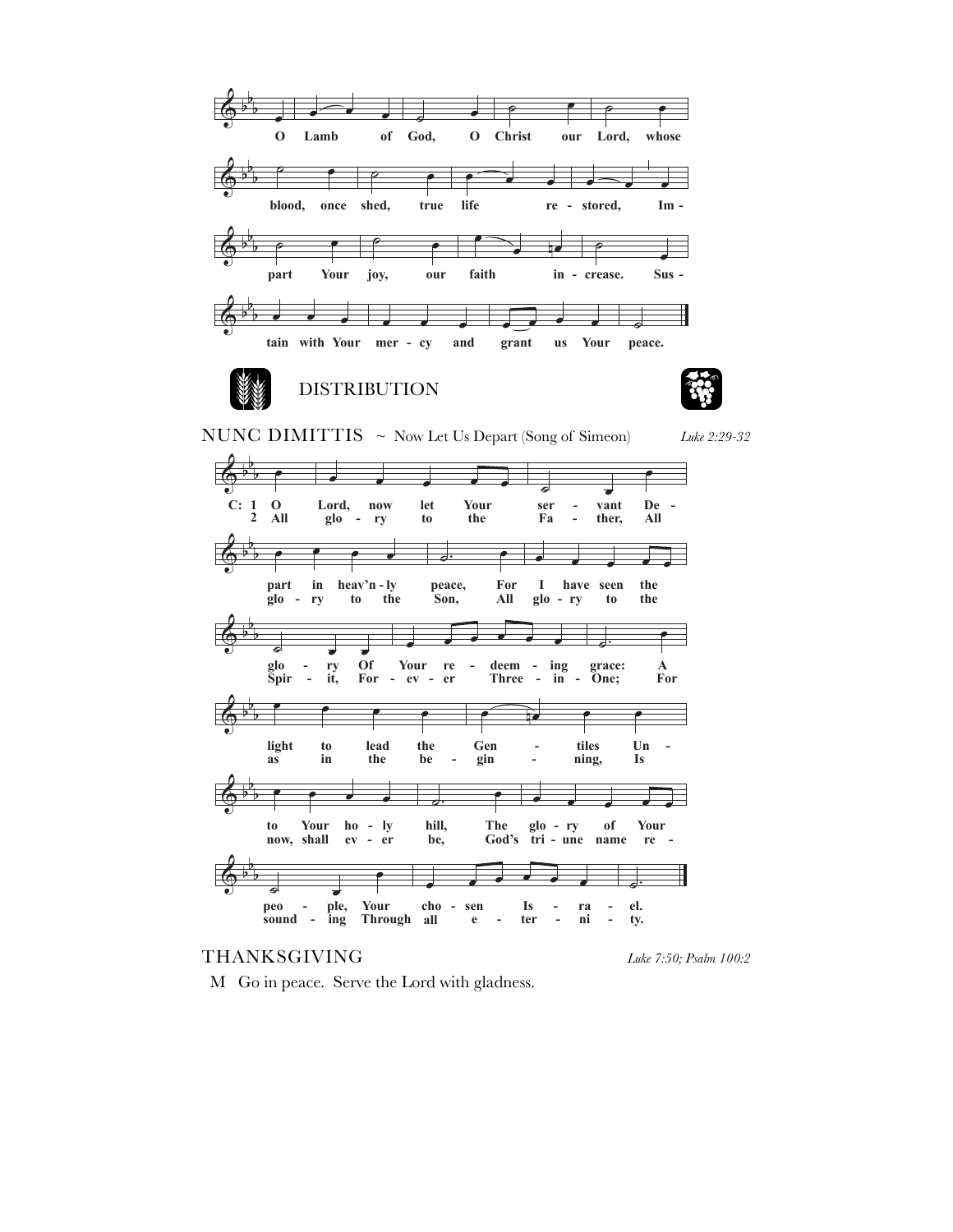O Lamb of God, O Christ our Lord, whose blood, once shed, true life restored, Impart Your joy, our faith increase. Sustain with Your mercy and grant us Your peace.

## DISTRIBUTION

## NUNC DIMITTIS ~ Now Let Us Depart (Song of Simeon)

*Luke 2:29-32*

C: 1 O Lord, now let Your servant Depart in heav'nly peace, For I have seen the glory Of Your redeeming grace: A light to lead the Gentiles Unto Your holy hill, The glory of Your people, Your chosen Israel.

2 All glory to the Father, All glory to the Son, All glory to the Spirit, Forever Three-in-One; For as in the beginning, Is now, shall ever be, God's triune name resounding Through all eternity.

## THANKSGIVING

*Luke 7:50; Psalm 100:2*

M Go in peace. Serve the Lord with gladness.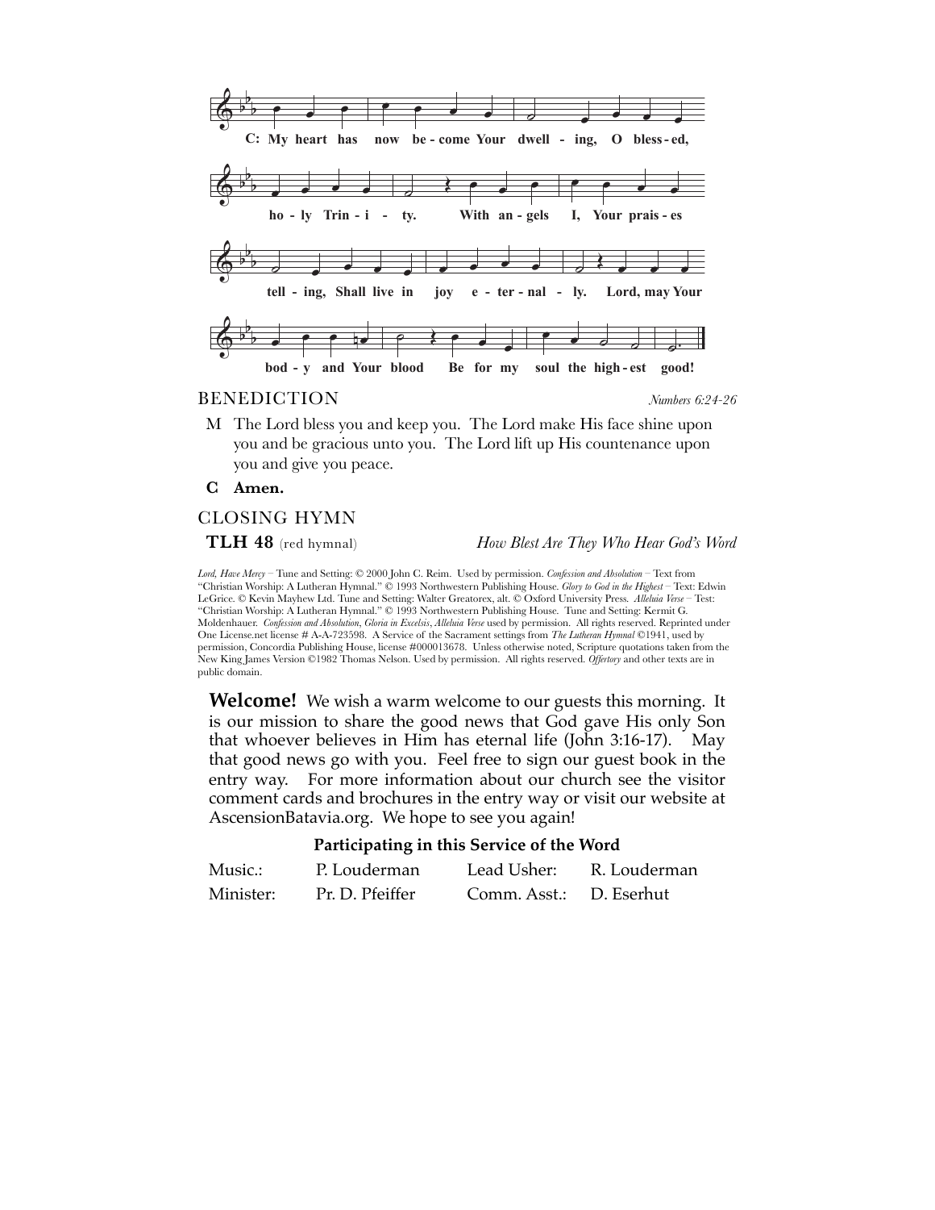C: My heart has now be - come Your dwell - ing, O bless - ed, ho - ly Trin - i - ty. With an - gels I, Your prais - es tell - ing, Shall live in joy e - ter - nal - ly. Lord, may Your bod - y and Your blood Be for my soul the high - est good!

## BENEDICTION

*Numbers 6:24-26*

M The Lord bless you and keep you. The Lord make His face shine upon you and be gracious unto you. The Lord lift up His countenance upon you and give you peace.

**C Amen.**

## CLOSING HYMN

**TLH 48** (red hymnal) *How Blest Are They Who Hear God's Word*

*Lord, Have Mercy* – Tune and Setting: © 2000 John C. Reim. Used by permission. *Confession and Absolution* – Text from "Christian Worship: A Lutheran Hymnal." © 1993 Northwestern Publishing House. *Glory to God in the Highest* – Text: Edwin LeGrice. © Kevin Mayhew Ltd. Tune and Setting: Walter Greatorex, alt. © Oxford University Press. *Alleluia Verse* – Test: "Christian Worship: A Lutheran Hymnal." © 1993 Northwestern Publishing House. Tune and Setting: Kermit G. Moldenhauer. *Confession and Absolution*, *Gloria in Excelsis*, *Alleluia Verse* used by permission. All rights reserved. Reprinted under One License.net license # A-A-723598. A Service of the Sacrament settings from *The Lutheran Hymnal* ©1941, used by permission, Concordia Publishing House, license #000013678. Unless otherwise noted, Scripture quotations taken from the New King James Version ©1982 Thomas Nelson. Used by permission. All rights reserved. *Offertory* and other texts are in public domain.

**Welcome!** We wish a warm welcome to our guests this morning. It is our mission to share the good news that God gave His only Son that whoever believes in Him has eternal life (John 3:16-17). May that good news go with you. Feel free to sign our guest book in the entry way. For more information about our church see the visitor comment cards and brochures in the entry way or visit our website at AscensionBatavia.org. We hope to see you again!

**Participating in this Service of the Word**

| | | | |
|---|---|---|---|
| Music.: | P. Louderman | Lead Usher: | R. Louderman |
| Minister: | Pr. D. Pfeiffer | Comm. Asst.: | D. Eserhut |